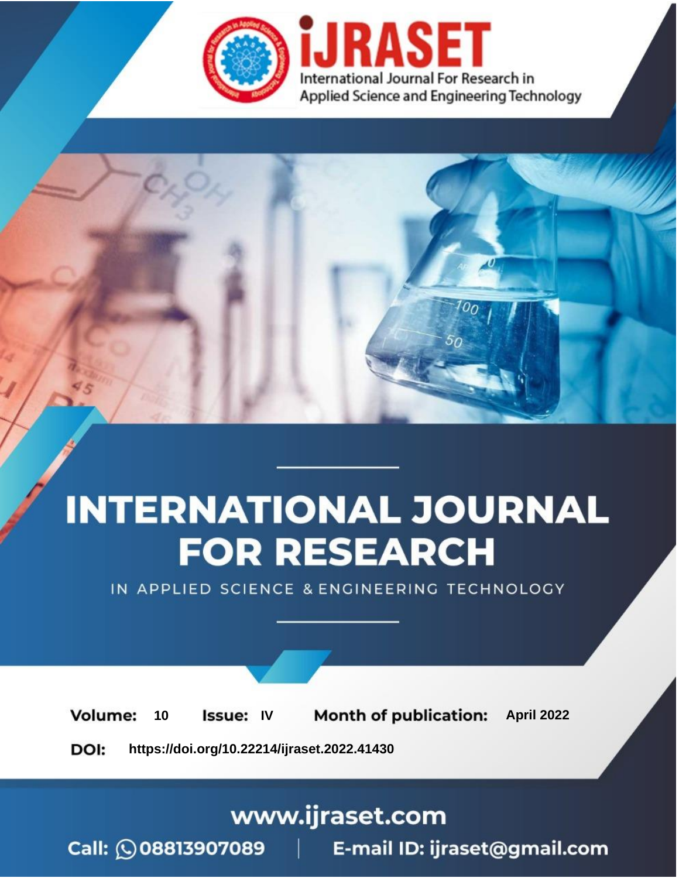# iJRASET

International Journal For Research in Applied Science and Engineering Technology

# INTERNATIONAL JOURNAL FOR RESEARCH

IN APPLIED SCIENCE & ENGINEERING TECHNOLOGY

**Volume:** 10 **Issue:** IV **Month of publication:** April 2022

**DOI:** https://doi.org/10.22214/ijraset.2022.41430

www.ijraset.com

Call: 08813907089 | E-mail ID: ijraset@gmail.com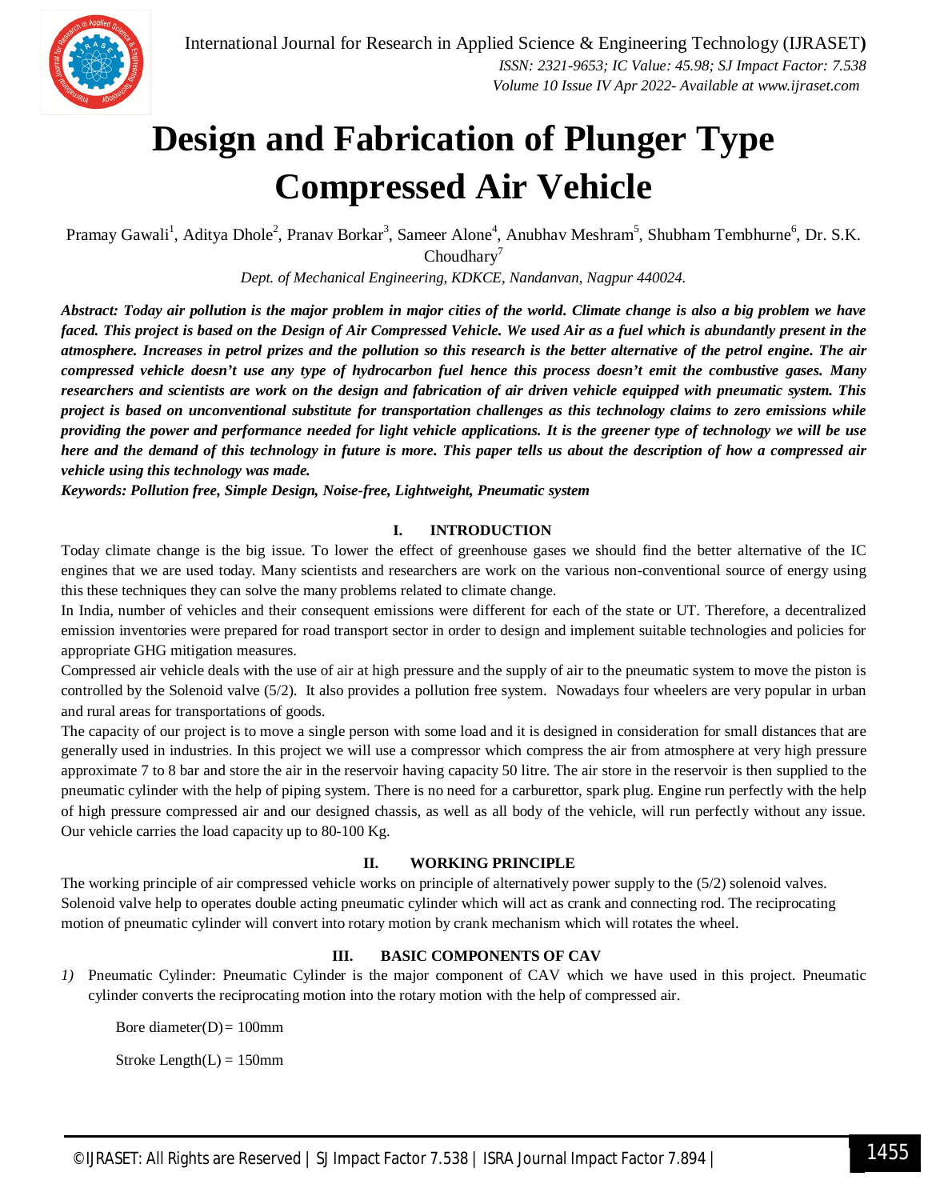# Design and Fabrication of Plunger Type Compressed Air Vehicle

Pramay Gawali[1], Aditya Dhole[2], Pranav Borkar[3], Sameer Alone[4], Anubhav Meshram[5], Shubham Tembhurne[6], Dr. S.K. Choudhary[7]

*Dept. of Mechanical Engineering, KDKCE, Nandanvan, Nagpur 440024.*

***Abstract:** Today air pollution is the major problem in major cities of the world. Climate change is also a big problem we have faced. This project is based on the Design of Air Compressed Vehicle. We used Air as a fuel which is abundantly present in the atmosphere. Increases in petrol prizes and the pollution so this research is the better alternative of the petrol engine. The air compressed vehicle doesn't use any type of hydrocarbon fuel hence this process doesn't emit the combustive gases. Many researchers and scientists are work on the design and fabrication of air driven vehicle equipped with pneumatic system. This project is based on unconventional substitute for transportation challenges as this technology claims to zero emissions while providing the power and performance needed for light vehicle applications. It is the greener type of technology we will be use here and the demand of this technology in future is more. This paper tells us about the description of how a compressed air vehicle using this technology was made.*

***Keywords:** Pollution free, Simple Design, Noise-free, Lightweight, Pneumatic system*

## I. INTRODUCTION

Today climate change is the big issue. To lower the effect of greenhouse gases we should find the better alternative of the IC engines that we are used today. Many scientists and researchers are work on the various non-conventional source of energy using this these techniques they can solve the many problems related to climate change.

In India, number of vehicles and their consequent emissions were different for each of the state or UT. Therefore, a decentralized emission inventories were prepared for road transport sector in order to design and implement suitable technologies and policies for appropriate GHG mitigation measures.

Compressed air vehicle deals with the use of air at high pressure and the supply of air to the pneumatic system to move the piston is controlled by the Solenoid valve (5/2). It also provides a pollution free system. Nowadays four wheelers are very popular in urban and rural areas for transportations of goods.

The capacity of our project is to move a single person with some load and it is designed in consideration for small distances that are generally used in industries. In this project we will use a compressor which compress the air from atmosphere at very high pressure approximate 7 to 8 bar and store the air in the reservoir having capacity 50 litre. The air store in the reservoir is then supplied to the pneumatic cylinder with the help of piping system. There is no need for a carburettor, spark plug. Engine run perfectly with the help of high pressure compressed air and our designed chassis, as well as all body of the vehicle, will run perfectly without any issue. Our vehicle carries the load capacity up to 80-100 Kg.

## II. WORKING PRINCIPLE

The working principle of air compressed vehicle works on principle of alternatively power supply to the (5/2) solenoid valves. Solenoid valve help to operates double acting pneumatic cylinder which will act as crank and connecting rod. The reciprocating motion of pneumatic cylinder will convert into rotary motion by crank mechanism which will rotates the wheel.

## III. BASIC COMPONENTS OF CAV

1) Pneumatic Cylinder: Pneumatic Cylinder is the major component of CAV which we have used in this project. Pneumatic cylinder converts the reciprocating motion into the rotary motion with the help of compressed air.

   Bore diameter(D) = 100mm

   Stroke Length(L) = 150mm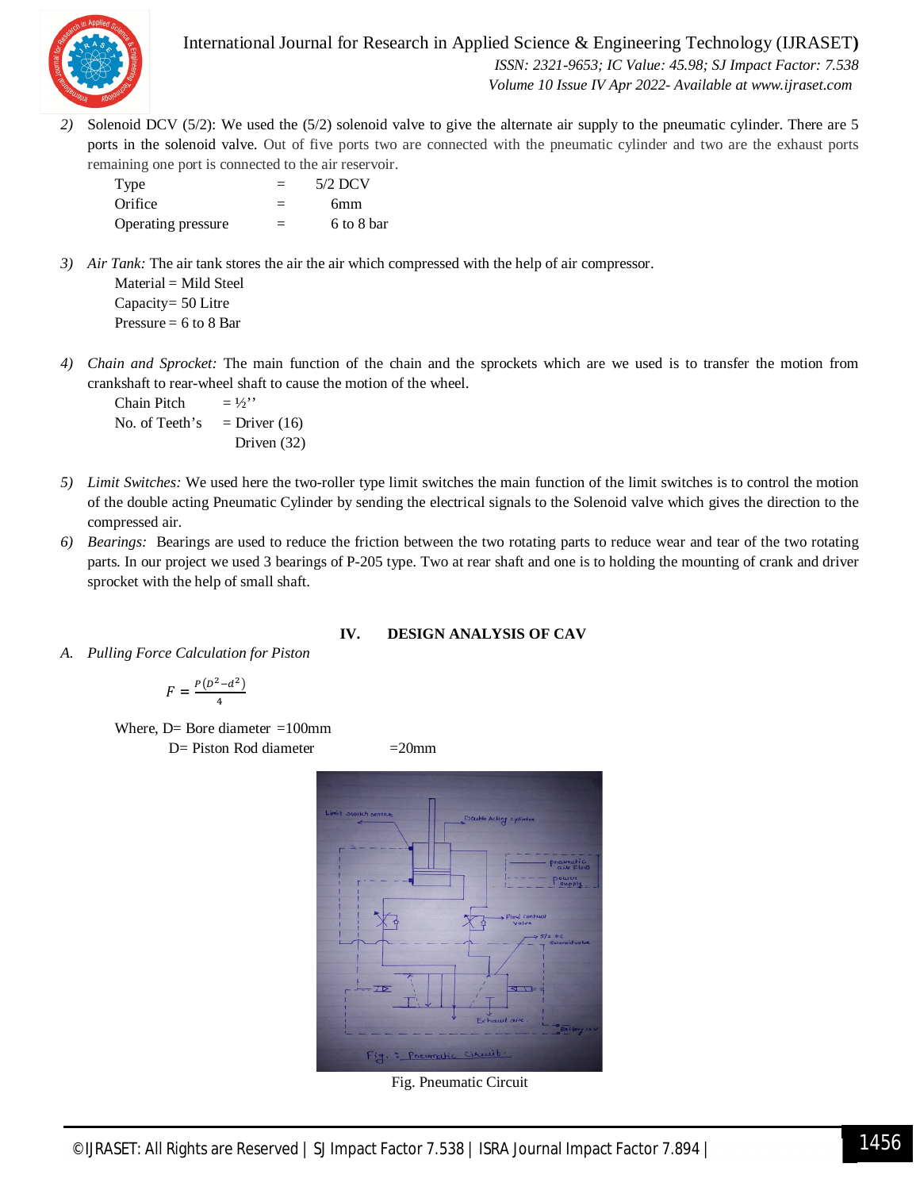2) Solenoid DCV (5/2): We used the (5/2) solenoid valve to give the alternate air supply to the pneumatic cylinder. There are 5 ports in the solenoid valve. Out of five ports two are connected with the pneumatic cylinder and two are the exhaust ports remaining one port is connected to the air reservoir.

| Type | = | 5/2 DCV |
|---|---|---|
| Orifice | = | 6mm |
| Operating pressure | = | 6 to 8 bar |

3) *Air Tank:* The air tank stores the air the air which compressed with the help of air compressor.

Material = Mild Steel
Capacity= 50 Litre
Pressure = 6 to 8 Bar

4) *Chain and Sprocket:* The main function of the chain and the sprockets which are we used is to transfer the motion from crankshaft to rear-wheel shaft to cause the motion of the wheel.

Chain Pitch = ½''
No. of Teeth's = Driver (16)
Driven (32)

5) *Limit Switches:* We used here the two-roller type limit switches the main function of the limit switches is to control the motion of the double acting Pneumatic Cylinder by sending the electrical signals to the Solenoid valve which gives the direction to the compressed air.

6) *Bearings:* Bearings are used to reduce the friction between the two rotating parts to reduce wear and tear of the two rotating parts. In our project we used 3 bearings of P-205 type. Two at rear shaft and one is to holding the mounting of crank and driver sprocket with the help of small shaft.

## IV. DESIGN ANALYSIS OF CAV

### A. *Pulling Force Calculation for Piston*

$$F = \frac{P(D^2 - d^2)}{4}$$

Where, D= Bore diameter =100mm
D= Piston Rod diameter =20mm

Fig. Pneumatic Circuit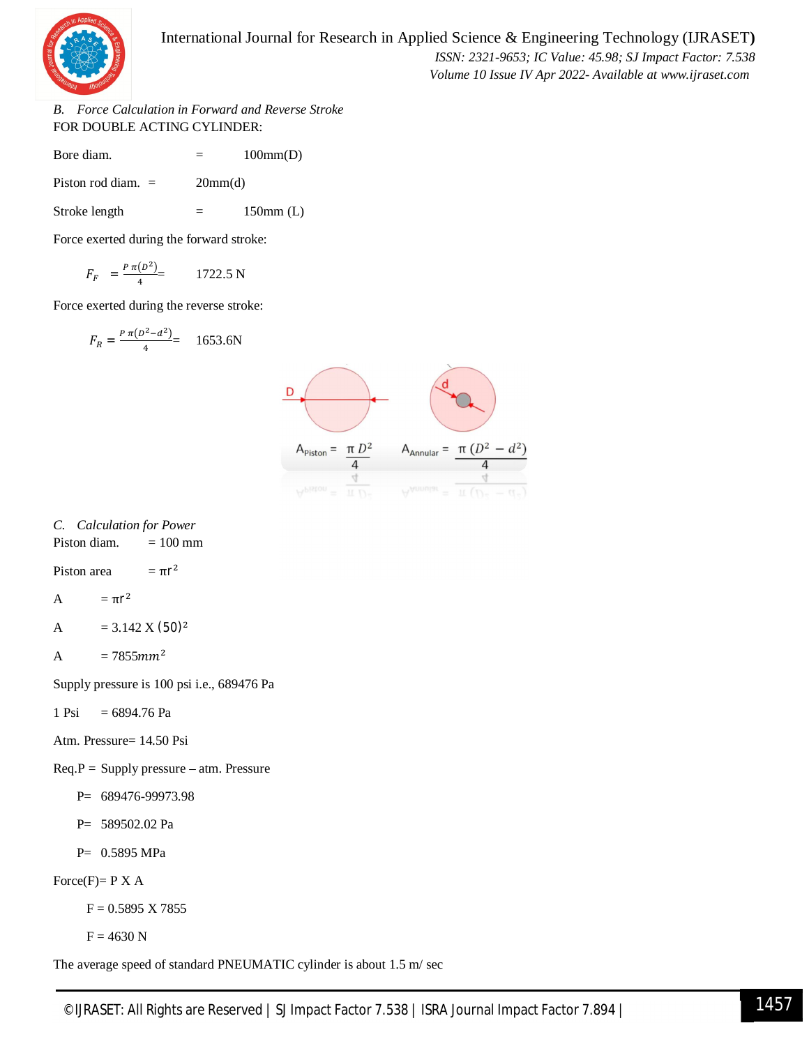### B. *Force Calculation in Forward and Reverse Stroke*

FOR DOUBLE ACTING CYLINDER:

Bore diam. = 100mm(D)

Piston rod diam. = 20mm(d)

Stroke length = 150mm (L)

Force exerted during the forward stroke:

$$F_F = \frac{P\,\pi(D^2)}{4} = 1722.5 \text{ N}$$

Force exerted during the reverse stroke:

$$F_R = \frac{P\,\pi(D^2 - d^2)}{4} = 1653.6\text{N}$$

$$A_{Piston} = \frac{\pi D^2}{4} \qquad A_{Annular} = \frac{\pi (D^2 - d^2)}{4}$$

### C. *Calculation for Power*

Piston diam. = 100 mm

Piston area = $\pi r^2$

A = $\pi r^2$

A = 3.142 X $(50)^2$

A = $7855 mm^2$

Supply pressure is 100 psi i.e., 689476 Pa

1 Psi = 6894.76 Pa

Atm. Pressure= 14.50 Psi

Req.P = Supply pressure – atm. Pressure

P= 689476-99973.98

P= 589502.02 Pa

P= 0.5895 MPa

Force(F)= P X A

F = 0.5895 X 7855

F = 4630 N

The average speed of standard PNEUMATIC cylinder is about 1.5 m/ sec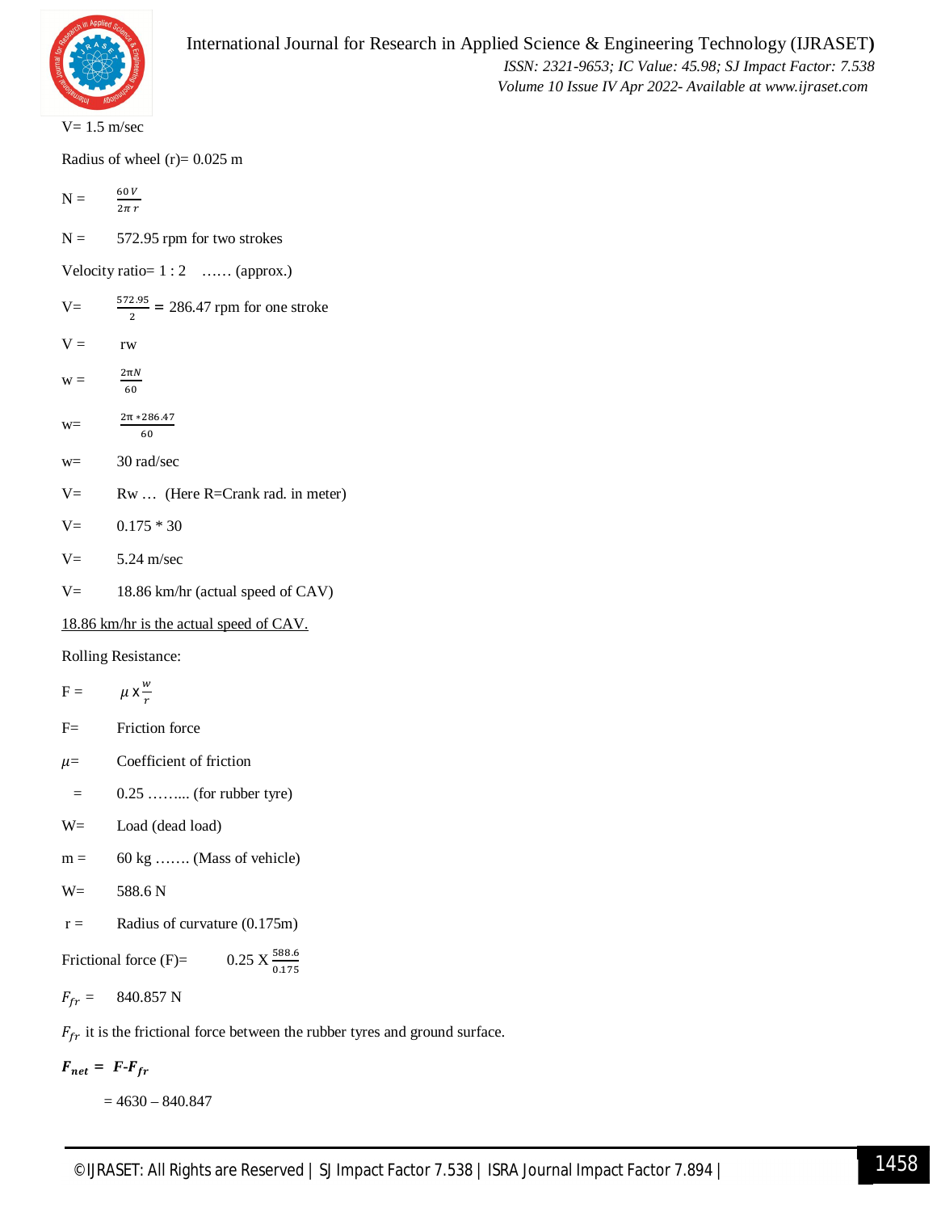V= 1.5 m/sec

Radius of wheel (r)= 0.025 m

N = $\frac{60\,V}{2\pi\,r}$

N = 572.95 rpm for two strokes

Velocity ratio= 1 : 2 …… (approx.)

V= $\frac{572.95}{2}$ = 286.47 rpm for one stroke

V = rw

w = $\frac{2\pi N}{60}$

w= $\frac{2\pi * 286.47}{60}$

w= 30 rad/sec

V= Rw … (Here R=Crank rad. in meter)

V= 0.175 * 30

V= 5.24 m/sec

V= 18.86 km/hr (actual speed of CAV)

<u>18.86 km/hr is the actual speed of CAV.</u>

Rolling Resistance:

F = $\mu \times \frac{w}{r}$

F= Friction force

$\mu$= Coefficient of friction

= 0.25 ……... (for rubber tyre)

W= Load (dead load)

m = 60 kg ……. (Mass of vehicle)

W= 588.6 N

r = Radius of curvature (0.175m)

Frictional force (F)= 0.25 X $\frac{588.6}{0.175}$

$F_{fr}$ = 840.857 N

$F_{fr}$ it is the frictional force between the rubber tyres and ground surface.

$\boldsymbol{F_{net} = F\text{-}F_{fr}}$

= 4630 – 840.847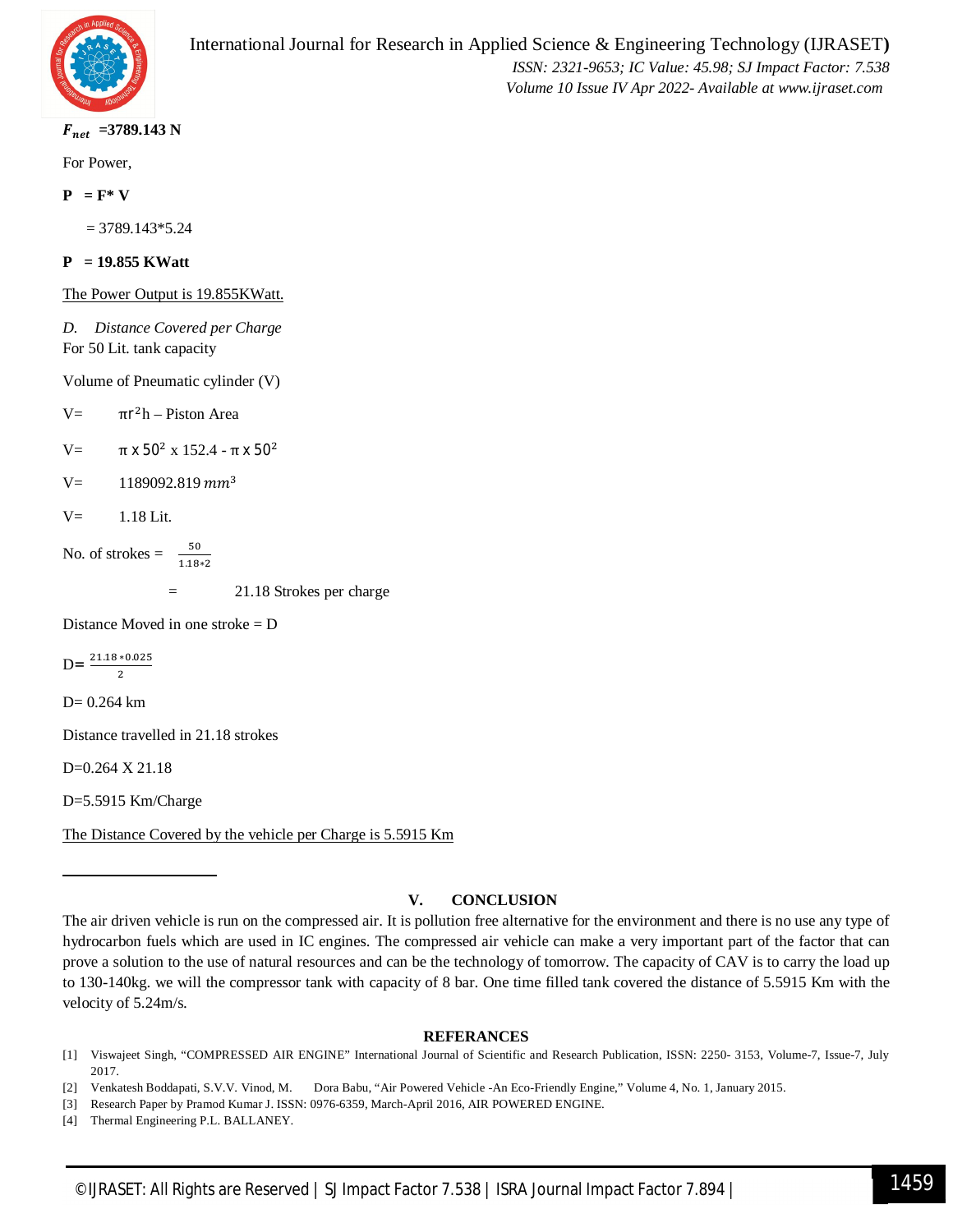$F_{net}$ **=3789.143 N**

For Power,

**P = F* V**

= 3789.143*5.24

**P = 19.855 KWatt**

The Power Output is 19.855KWatt.

*D. Distance Covered per Charge*

For 50 Lit. tank capacity

Volume of Pneumatic cylinder (V)

V= $\pi r^2 h$ – Piston Area

V= $\pi \times 50^2 \times 152.4 - \pi \times 50^2$

V= 1189092.819 $mm^3$

V= 1.18 Lit.

No. of strokes = $\frac{50}{1.18*2}$

= 21.18 Strokes per charge

Distance Moved in one stroke = D

D= $\frac{21.18*0.025}{2}$

D= 0.264 km

Distance travelled in 21.18 strokes

D=0.264 X 21.18

D=5.5915 Km/Charge

The Distance Covered by the vehicle per Charge is 5.5915 Km

## V. CONCLUSION

The air driven vehicle is run on the compressed air. It is pollution free alternative for the environment and there is no use any type of hydrocarbon fuels which are used in IC engines. The compressed air vehicle can make a very important part of the factor that can prove a solution to the use of natural resources and can be the technology of tomorrow. The capacity of CAV is to carry the load up to 130-140kg. we will the compressor tank with capacity of 8 bar. One time filled tank covered the distance of 5.5915 Km with the velocity of 5.24m/s.

## REFERANCES

[1] Viswajeet Singh, "COMPRESSED AIR ENGINE" International Journal of Scientific and Research Publication, ISSN: 2250- 3153, Volume-7, Issue-7, July 2017.

[2] Venkatesh Boddapati, S.V.V. Vinod, M. Dora Babu, "Air Powered Vehicle -An Eco-Friendly Engine," Volume 4, No. 1, January 2015.

[3] Research Paper by Pramod Kumar J. ISSN: 0976-6359, March-April 2016, AIR POWERED ENGINE.

[4] Thermal Engineering P.L. BALLANEY.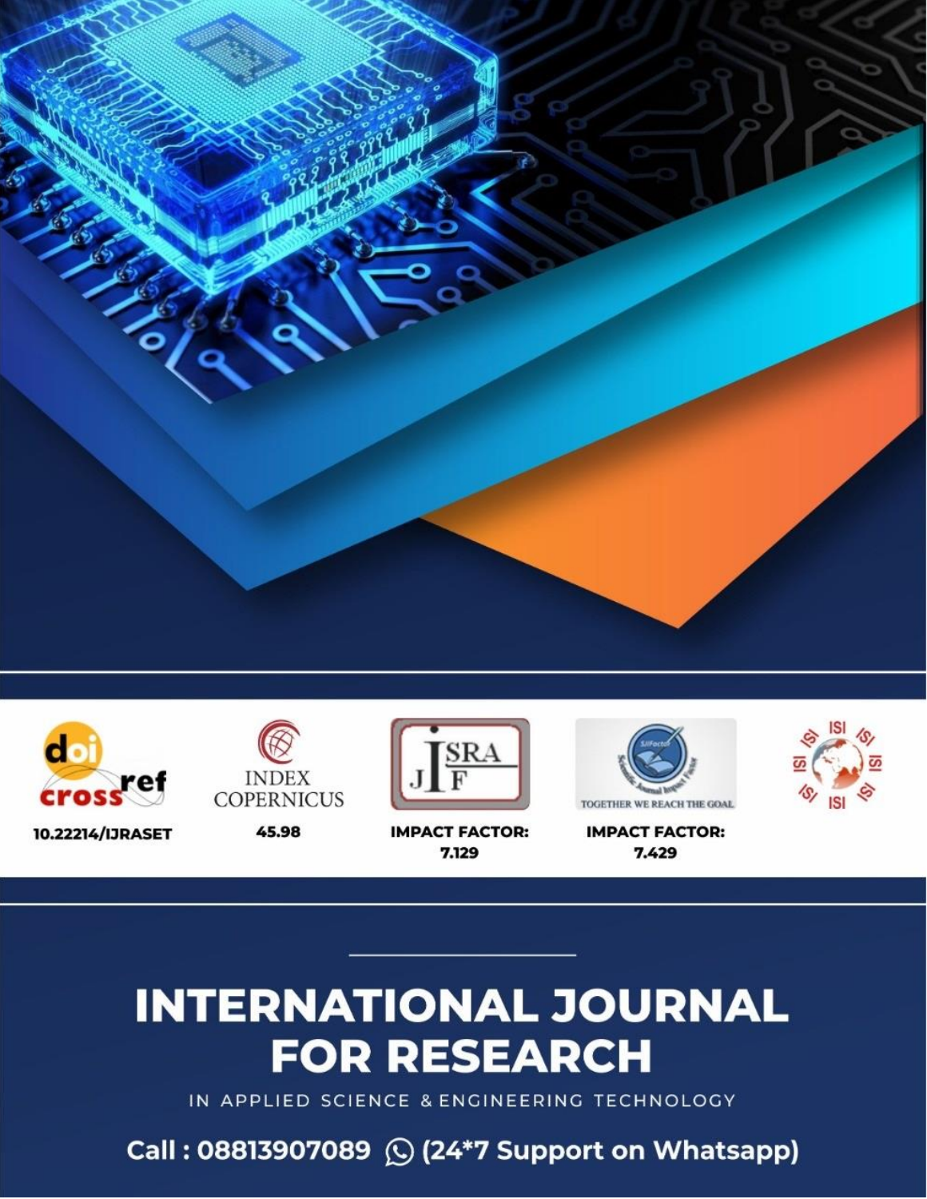10.22214/IJRASET

INDEX COPERNICUS

45.98

IMPACT FACTOR: 7.129

IMPACT FACTOR: 7.429

# INTERNATIONAL JOURNAL FOR RESEARCH

IN APPLIED SCIENCE & ENGINEERING TECHNOLOGY

Call : 08813907089 (24*7 Support on Whatsapp)